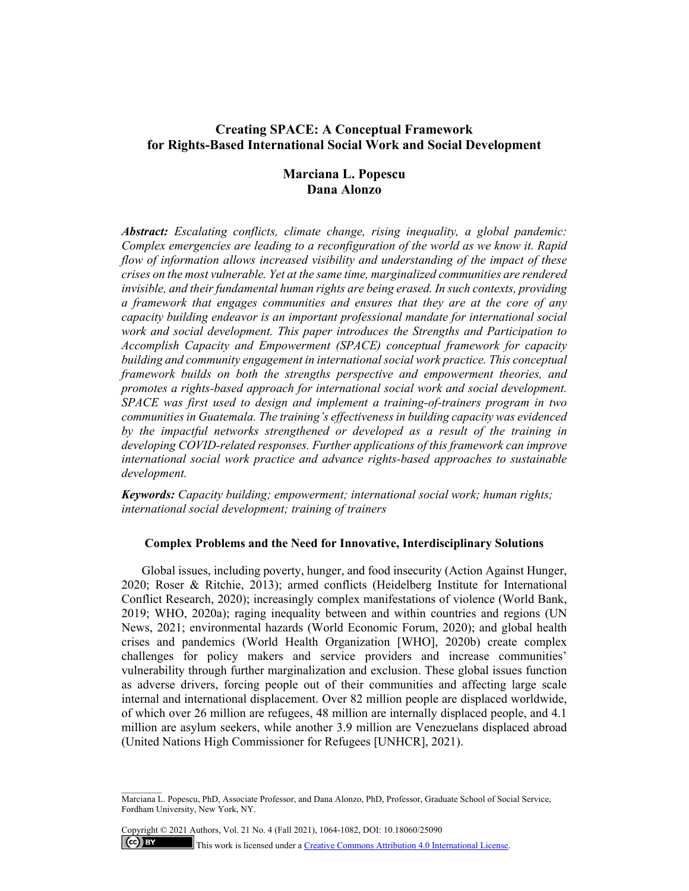# Creating SPACE: A Conceptual Framework for Rights-Based International Social Work and Social Development

**Marciana L. Popescu**
**Dana Alonzo**

***Abstract:*** *Escalating conflicts, climate change, rising inequality, a global pandemic: Complex emergencies are leading to a reconfiguration of the world as we know it. Rapid flow of information allows increased visibility and understanding of the impact of these crises on the most vulnerable. Yet at the same time, marginalized communities are rendered invisible, and their fundamental human rights are being erased. In such contexts, providing a framework that engages communities and ensures that they are at the core of any capacity building endeavor is an important professional mandate for international social work and social development. This paper introduces the Strengths and Participation to Accomplish Capacity and Empowerment (SPACE) conceptual framework for capacity building and community engagement in international social work practice. This conceptual framework builds on both the strengths perspective and empowerment theories, and promotes a rights-based approach for international social work and social development. SPACE was first used to design and implement a training-of-trainers program in two communities in Guatemala. The training's effectiveness in building capacity was evidenced by the impactful networks strengthened or developed as a result of the training in developing COVID-related responses. Further applications of this framework can improve international social work practice and advance rights-based approaches to sustainable development.*

***Keywords:*** *Capacity building; empowerment; international social work; human rights; international social development; training of trainers*

## Complex Problems and the Need for Innovative, Interdisciplinary Solutions

Global issues, including poverty, hunger, and food insecurity (Action Against Hunger, 2020; Roser & Ritchie, 2013); armed conflicts (Heidelberg Institute for International Conflict Research, 2020); increasingly complex manifestations of violence (World Bank, 2019; WHO, 2020a); raging inequality between and within countries and regions (UN News, 2021; environmental hazards (World Economic Forum, 2020); and global health crises and pandemics (World Health Organization [WHO], 2020b) create complex challenges for policy makers and service providers and increase communities' vulnerability through further marginalization and exclusion. These global issues function as adverse drivers, forcing people out of their communities and affecting large scale internal and international displacement. Over 82 million people are displaced worldwide, of which over 26 million are refugees, 48 million are internally displaced people, and 4.1 million are asylum seekers, while another 3.9 million are Venezuelans displaced abroad (United Nations High Commissioner for Refugees [UNHCR], 2021).

---

Marciana L. Popescu, PhD, Associate Professor, and Dana Alonzo, PhD, Professor, Graduate School of Social Service, Fordham University, New York, NY.

Copyright © 2021 Authors, Vol. 21 No. 4 (Fall 2021), 1064-1082, DOI: 10.18060/25090

This work is licensed under a Creative Commons Attribution 4.0 International License.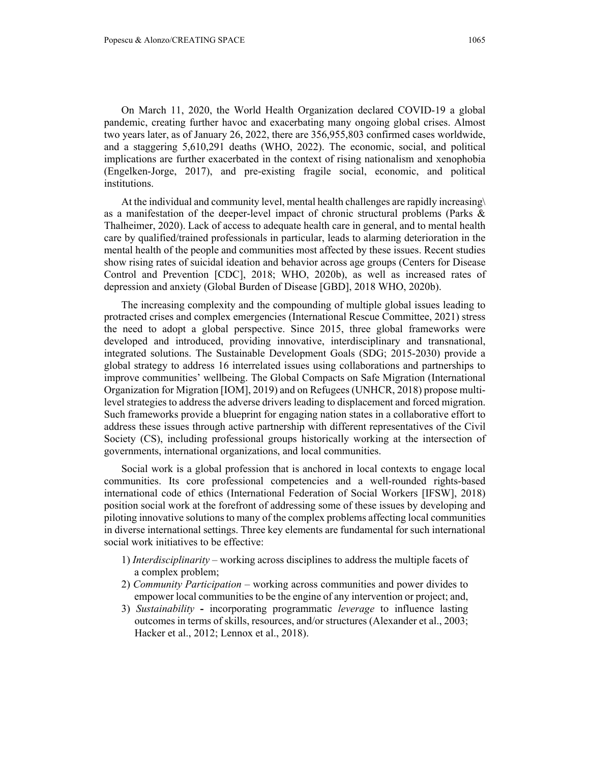On March 11, 2020, the World Health Organization declared COVID-19 a global pandemic, creating further havoc and exacerbating many ongoing global crises. Almost two years later, as of January 26, 2022, there are 356,955,803 confirmed cases worldwide, and a staggering 5,610,291 deaths (WHO, 2022). The economic, social, and political implications are further exacerbated in the context of rising nationalism and xenophobia (Engelken-Jorge, 2017), and pre-existing fragile social, economic, and political institutions.

At the individual and community level, mental health challenges are rapidly increasing\ as a manifestation of the deeper-level impact of chronic structural problems (Parks & Thalheimer, 2020). Lack of access to adequate health care in general, and to mental health care by qualified/trained professionals in particular, leads to alarming deterioration in the mental health of the people and communities most affected by these issues. Recent studies show rising rates of suicidal ideation and behavior across age groups (Centers for Disease Control and Prevention [CDC], 2018; WHO, 2020b), as well as increased rates of depression and anxiety (Global Burden of Disease [GBD], 2018 WHO, 2020b).

The increasing complexity and the compounding of multiple global issues leading to protracted crises and complex emergencies (International Rescue Committee, 2021) stress the need to adopt a global perspective. Since 2015, three global frameworks were developed and introduced, providing innovative, interdisciplinary and transnational, integrated solutions. The Sustainable Development Goals (SDG; 2015-2030) provide a global strategy to address 16 interrelated issues using collaborations and partnerships to improve communities' wellbeing. The Global Compacts on Safe Migration (International Organization for Migration [IOM], 2019) and on Refugees (UNHCR, 2018) propose multi-level strategies to address the adverse drivers leading to displacement and forced migration. Such frameworks provide a blueprint for engaging nation states in a collaborative effort to address these issues through active partnership with different representatives of the Civil Society (CS), including professional groups historically working at the intersection of governments, international organizations, and local communities.

Social work is a global profession that is anchored in local contexts to engage local communities. Its core professional competencies and a well-rounded rights-based international code of ethics (International Federation of Social Workers [IFSW], 2018) position social work at the forefront of addressing some of these issues by developing and piloting innovative solutions to many of the complex problems affecting local communities in diverse international settings. Three key elements are fundamental for such international social work initiatives to be effective:

1) *Interdisciplinarity* – working across disciplines to address the multiple facets of a complex problem;
2) *Community Participation* – working across communities and power divides to empower local communities to be the engine of any intervention or project; and,
3) *Sustainability* **-** incorporating programmatic *leverage* to influence lasting outcomes in terms of skills, resources, and/or structures (Alexander et al., 2003; Hacker et al., 2012; Lennox et al., 2018).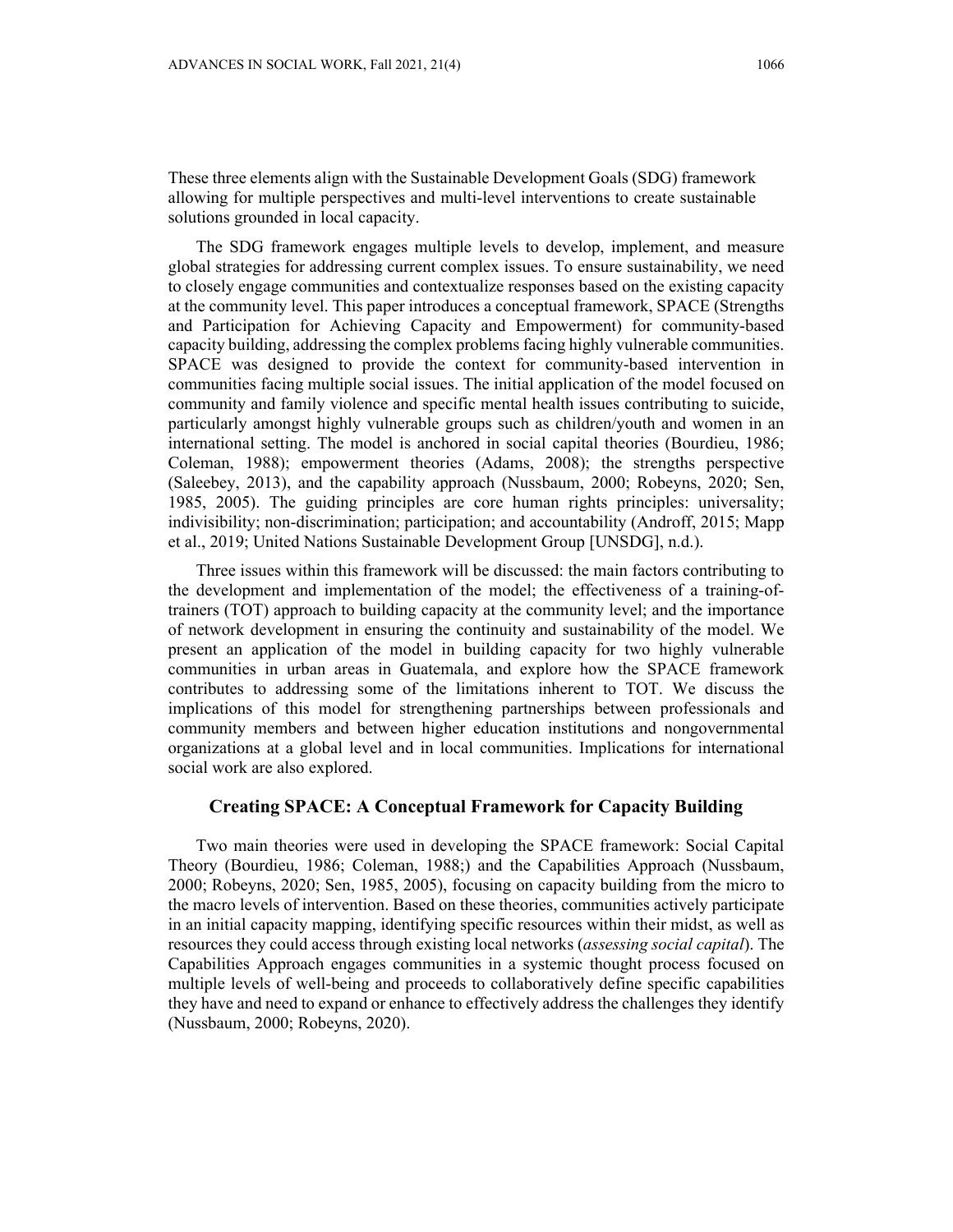These three elements align with the Sustainable Development Goals (SDG) framework allowing for multiple perspectives and multi-level interventions to create sustainable solutions grounded in local capacity.

The SDG framework engages multiple levels to develop, implement, and measure global strategies for addressing current complex issues. To ensure sustainability, we need to closely engage communities and contextualize responses based on the existing capacity at the community level. This paper introduces a conceptual framework, SPACE (Strengths and Participation for Achieving Capacity and Empowerment) for community-based capacity building, addressing the complex problems facing highly vulnerable communities. SPACE was designed to provide the context for community-based intervention in communities facing multiple social issues. The initial application of the model focused on community and family violence and specific mental health issues contributing to suicide, particularly amongst highly vulnerable groups such as children/youth and women in an international setting. The model is anchored in social capital theories (Bourdieu, 1986; Coleman, 1988); empowerment theories (Adams, 2008); the strengths perspective (Saleebey, 2013), and the capability approach (Nussbaum, 2000; Robeyns, 2020; Sen, 1985, 2005). The guiding principles are core human rights principles: universality; indivisibility; non-discrimination; participation; and accountability (Androff, 2015; Mapp et al., 2019; United Nations Sustainable Development Group [UNSDG], n.d.).

Three issues within this framework will be discussed: the main factors contributing to the development and implementation of the model; the effectiveness of a training-of-trainers (TOT) approach to building capacity at the community level; and the importance of network development in ensuring the continuity and sustainability of the model. We present an application of the model in building capacity for two highly vulnerable communities in urban areas in Guatemala, and explore how the SPACE framework contributes to addressing some of the limitations inherent to TOT. We discuss the implications of this model for strengthening partnerships between professionals and community members and between higher education institutions and nongovernmental organizations at a global level and in local communities. Implications for international social work are also explored.

## Creating SPACE: A Conceptual Framework for Capacity Building

Two main theories were used in developing the SPACE framework: Social Capital Theory (Bourdieu, 1986; Coleman, 1988;) and the Capabilities Approach (Nussbaum, 2000; Robeyns, 2020; Sen, 1985, 2005), focusing on capacity building from the micro to the macro levels of intervention. Based on these theories, communities actively participate in an initial capacity mapping, identifying specific resources within their midst, as well as resources they could access through existing local networks (*assessing social capital*). The Capabilities Approach engages communities in a systemic thought process focused on multiple levels of well-being and proceeds to collaboratively define specific capabilities they have and need to expand or enhance to effectively address the challenges they identify (Nussbaum, 2000; Robeyns, 2020).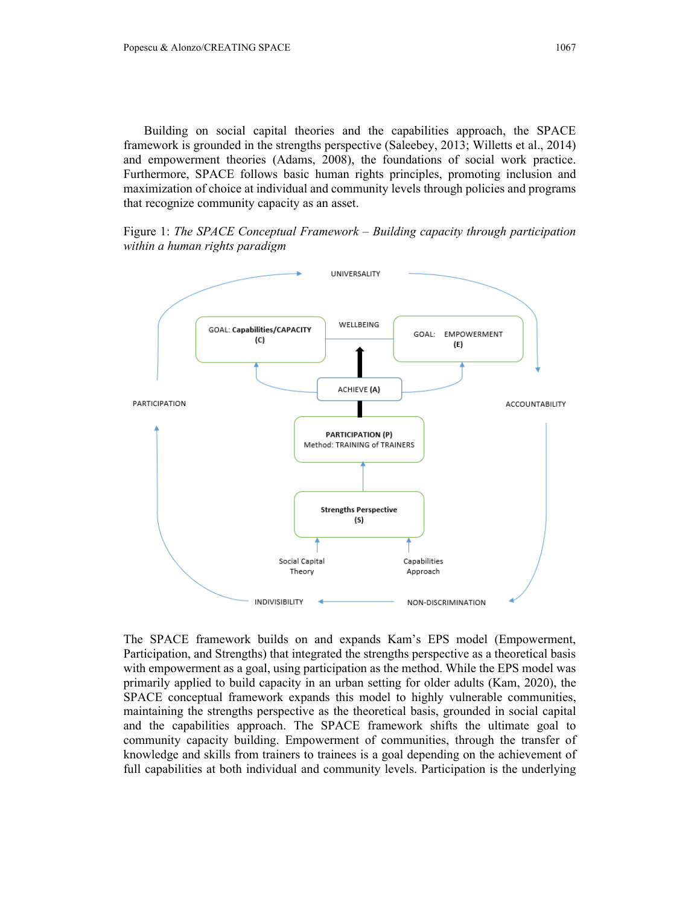Building on social capital theories and the capabilities approach, the SPACE framework is grounded in the strengths perspective (Saleebey, 2013; Willetts et al., 2014) and empowerment theories (Adams, 2008), the foundations of social work practice. Furthermore, SPACE follows basic human rights principles, promoting inclusion and maximization of choice at individual and community levels through policies and programs that recognize community capacity as an asset.

Figure 1: *The SPACE Conceptual Framework – Building capacity through participation within a human rights paradigm*

The SPACE framework builds on and expands Kam's EPS model (Empowerment, Participation, and Strengths) that integrated the strengths perspective as a theoretical basis with empowerment as a goal, using participation as the method. While the EPS model was primarily applied to build capacity in an urban setting for older adults (Kam, 2020), the SPACE conceptual framework expands this model to highly vulnerable communities, maintaining the strengths perspective as the theoretical basis, grounded in social capital and the capabilities approach. The SPACE framework shifts the ultimate goal to community capacity building. Empowerment of communities, through the transfer of knowledge and skills from trainers to trainees is a goal depending on the achievement of full capabilities at both individual and community levels. Participation is the underlying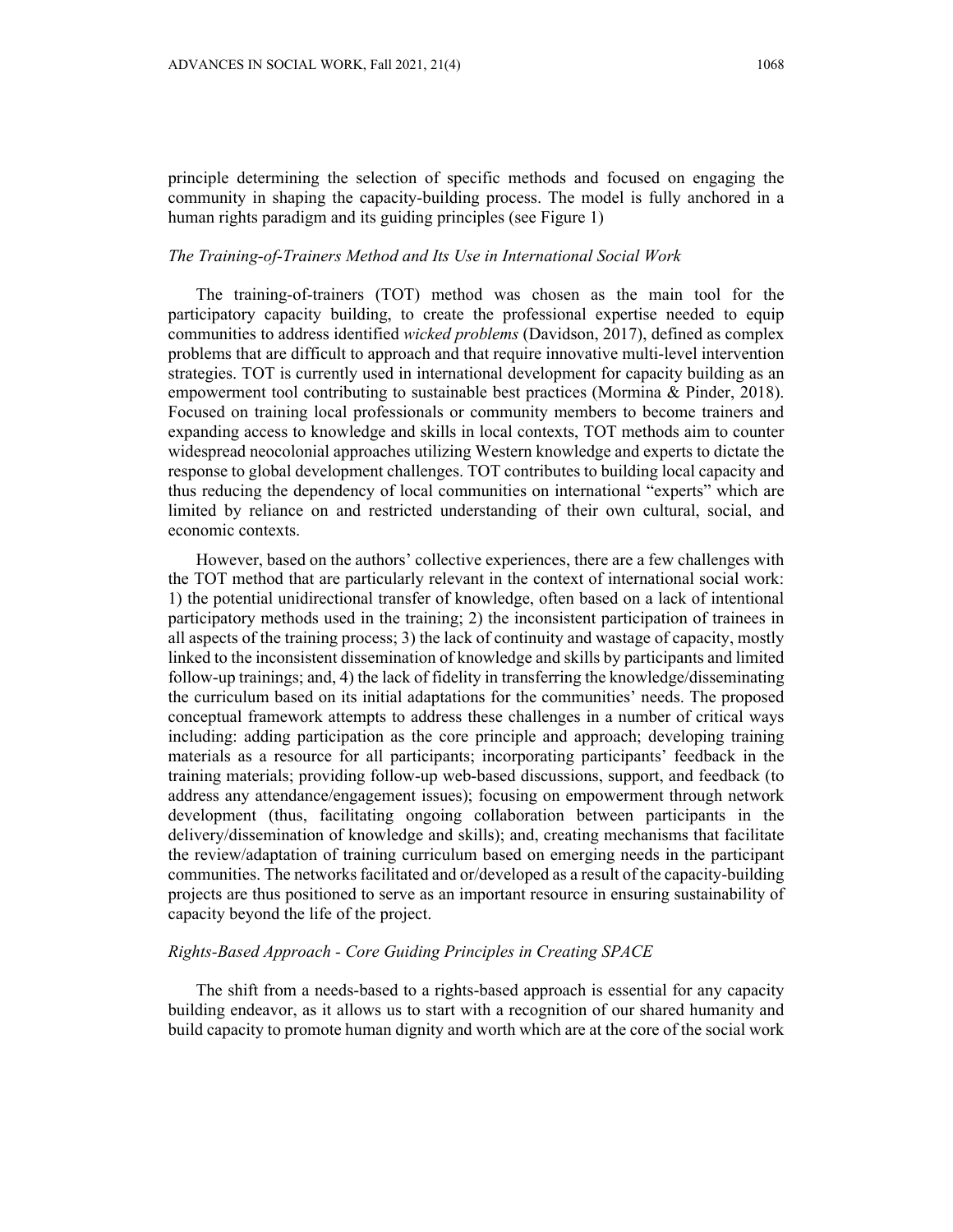principle determining the selection of specific methods and focused on engaging the community in shaping the capacity-building process. The model is fully anchored in a human rights paradigm and its guiding principles (see Figure 1)

### *The Training-of-Trainers Method and Its Use in International Social Work*

The training-of-trainers (TOT) method was chosen as the main tool for the participatory capacity building, to create the professional expertise needed to equip communities to address identified *wicked problems* (Davidson, 2017), defined as complex problems that are difficult to approach and that require innovative multi-level intervention strategies. TOT is currently used in international development for capacity building as an empowerment tool contributing to sustainable best practices (Mormina & Pinder, 2018). Focused on training local professionals or community members to become trainers and expanding access to knowledge and skills in local contexts, TOT methods aim to counter widespread neocolonial approaches utilizing Western knowledge and experts to dictate the response to global development challenges. TOT contributes to building local capacity and thus reducing the dependency of local communities on international "experts" which are limited by reliance on and restricted understanding of their own cultural, social, and economic contexts.

However, based on the authors' collective experiences, there are a few challenges with the TOT method that are particularly relevant in the context of international social work: 1) the potential unidirectional transfer of knowledge, often based on a lack of intentional participatory methods used in the training; 2) the inconsistent participation of trainees in all aspects of the training process; 3) the lack of continuity and wastage of capacity, mostly linked to the inconsistent dissemination of knowledge and skills by participants and limited follow-up trainings; and, 4) the lack of fidelity in transferring the knowledge/disseminating the curriculum based on its initial adaptations for the communities' needs. The proposed conceptual framework attempts to address these challenges in a number of critical ways including: adding participation as the core principle and approach; developing training materials as a resource for all participants; incorporating participants' feedback in the training materials; providing follow-up web-based discussions, support, and feedback (to address any attendance/engagement issues); focusing on empowerment through network development (thus, facilitating ongoing collaboration between participants in the delivery/dissemination of knowledge and skills); and, creating mechanisms that facilitate the review/adaptation of training curriculum based on emerging needs in the participant communities. The networks facilitated and or/developed as a result of the capacity-building projects are thus positioned to serve as an important resource in ensuring sustainability of capacity beyond the life of the project.

### *Rights-Based Approach - Core Guiding Principles in Creating SPACE*

The shift from a needs-based to a rights-based approach is essential for any capacity building endeavor, as it allows us to start with a recognition of our shared humanity and build capacity to promote human dignity and worth which are at the core of the social work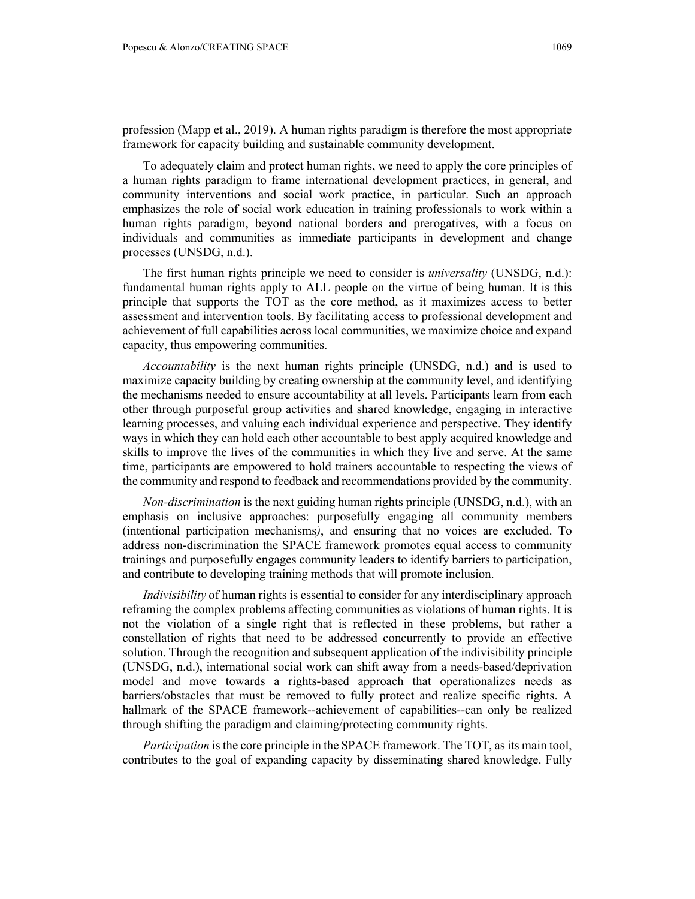profession (Mapp et al., 2019). A human rights paradigm is therefore the most appropriate framework for capacity building and sustainable community development.

To adequately claim and protect human rights, we need to apply the core principles of a human rights paradigm to frame international development practices, in general, and community interventions and social work practice, in particular. Such an approach emphasizes the role of social work education in training professionals to work within a human rights paradigm, beyond national borders and prerogatives, with a focus on individuals and communities as immediate participants in development and change processes (UNSDG, n.d.).

The first human rights principle we need to consider is *universality* (UNSDG, n.d.): fundamental human rights apply to ALL people on the virtue of being human. It is this principle that supports the TOT as the core method, as it maximizes access to better assessment and intervention tools. By facilitating access to professional development and achievement of full capabilities across local communities, we maximize choice and expand capacity, thus empowering communities.

*Accountability* is the next human rights principle (UNSDG, n.d.) and is used to maximize capacity building by creating ownership at the community level, and identifying the mechanisms needed to ensure accountability at all levels. Participants learn from each other through purposeful group activities and shared knowledge, engaging in interactive learning processes, and valuing each individual experience and perspective. They identify ways in which they can hold each other accountable to best apply acquired knowledge and skills to improve the lives of the communities in which they live and serve. At the same time, participants are empowered to hold trainers accountable to respecting the views of the community and respond to feedback and recommendations provided by the community.

*Non-discrimination* is the next guiding human rights principle (UNSDG, n.d.), with an emphasis on inclusive approaches: purposefully engaging all community members (intentional participation mechanisms*)*, and ensuring that no voices are excluded. To address non-discrimination the SPACE framework promotes equal access to community trainings and purposefully engages community leaders to identify barriers to participation, and contribute to developing training methods that will promote inclusion.

*Indivisibility* of human rights is essential to consider for any interdisciplinary approach reframing the complex problems affecting communities as violations of human rights. It is not the violation of a single right that is reflected in these problems, but rather a constellation of rights that need to be addressed concurrently to provide an effective solution. Through the recognition and subsequent application of the indivisibility principle (UNSDG, n.d.), international social work can shift away from a needs-based/deprivation model and move towards a rights-based approach that operationalizes needs as barriers/obstacles that must be removed to fully protect and realize specific rights. A hallmark of the SPACE framework--achievement of capabilities--can only be realized through shifting the paradigm and claiming/protecting community rights.

*Participation* is the core principle in the SPACE framework. The TOT, as its main tool, contributes to the goal of expanding capacity by disseminating shared knowledge. Fully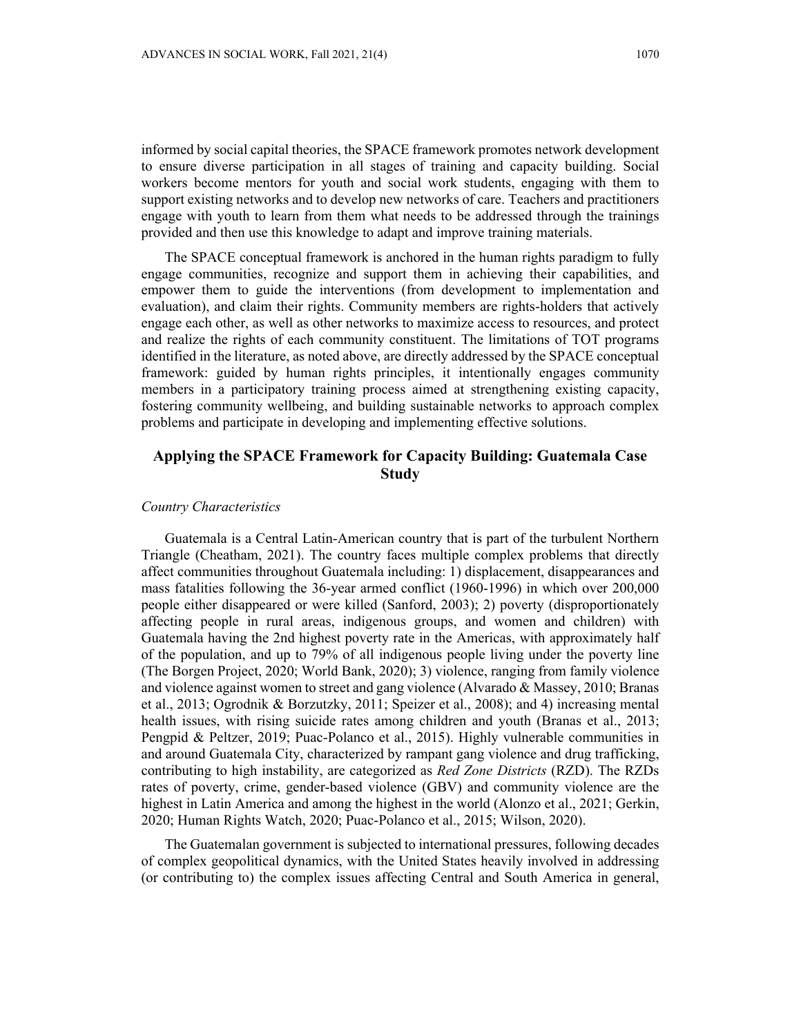informed by social capital theories, the SPACE framework promotes network development to ensure diverse participation in all stages of training and capacity building. Social workers become mentors for youth and social work students, engaging with them to support existing networks and to develop new networks of care. Teachers and practitioners engage with youth to learn from them what needs to be addressed through the trainings provided and then use this knowledge to adapt and improve training materials.

The SPACE conceptual framework is anchored in the human rights paradigm to fully engage communities, recognize and support them in achieving their capabilities, and empower them to guide the interventions (from development to implementation and evaluation), and claim their rights. Community members are rights-holders that actively engage each other, as well as other networks to maximize access to resources, and protect and realize the rights of each community constituent. The limitations of TOT programs identified in the literature, as noted above, are directly addressed by the SPACE conceptual framework: guided by human rights principles, it intentionally engages community members in a participatory training process aimed at strengthening existing capacity, fostering community wellbeing, and building sustainable networks to approach complex problems and participate in developing and implementing effective solutions.

## Applying the SPACE Framework for Capacity Building: Guatemala Case Study

*Country Characteristics*

Guatemala is a Central Latin-American country that is part of the turbulent Northern Triangle (Cheatham, 2021). The country faces multiple complex problems that directly affect communities throughout Guatemala including: 1) displacement, disappearances and mass fatalities following the 36-year armed conflict (1960-1996) in which over 200,000 people either disappeared or were killed (Sanford, 2003); 2) poverty (disproportionately affecting people in rural areas, indigenous groups, and women and children) with Guatemala having the 2nd highest poverty rate in the Americas, with approximately half of the population, and up to 79% of all indigenous people living under the poverty line (The Borgen Project, 2020; World Bank, 2020); 3) violence, ranging from family violence and violence against women to street and gang violence (Alvarado & Massey, 2010; Branas et al., 2013; Ogrodnik & Borzutzky, 2011; Speizer et al., 2008); and 4) increasing mental health issues, with rising suicide rates among children and youth (Branas et al., 2013; Pengpid & Peltzer, 2019; Puac-Polanco et al., 2015). Highly vulnerable communities in and around Guatemala City, characterized by rampant gang violence and drug trafficking, contributing to high instability, are categorized as *Red Zone Districts* (RZD). The RZDs rates of poverty, crime, gender-based violence (GBV) and community violence are the highest in Latin America and among the highest in the world (Alonzo et al., 2021; Gerkin, 2020; Human Rights Watch, 2020; Puac-Polanco et al., 2015; Wilson, 2020).

The Guatemalan government is subjected to international pressures, following decades of complex geopolitical dynamics, with the United States heavily involved in addressing (or contributing to) the complex issues affecting Central and South America in general,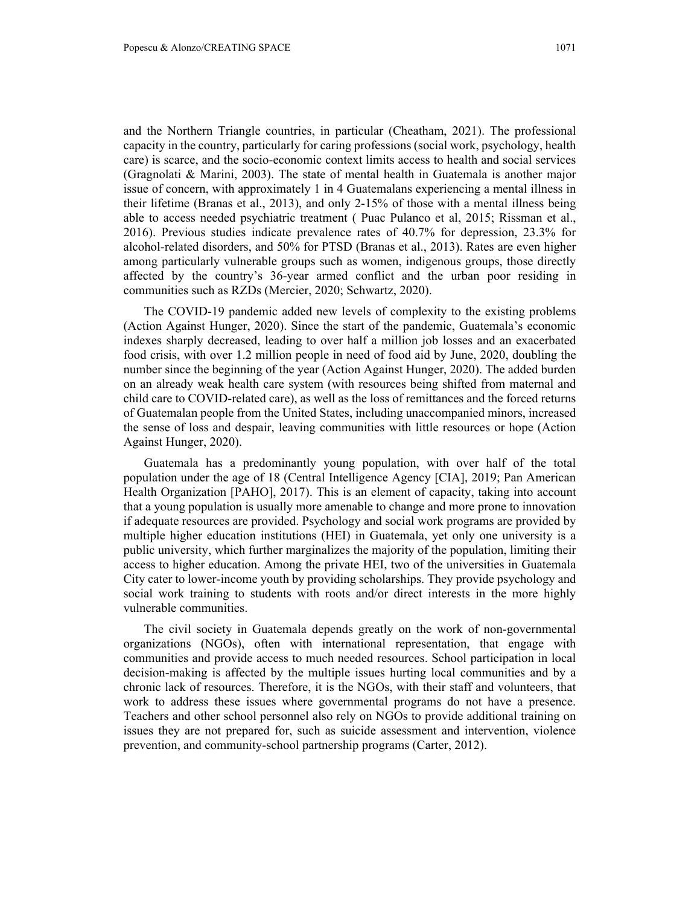and the Northern Triangle countries, in particular (Cheatham, 2021). The professional capacity in the country, particularly for caring professions (social work, psychology, health care) is scarce, and the socio-economic context limits access to health and social services (Gragnolati & Marini, 2003). The state of mental health in Guatemala is another major issue of concern, with approximately 1 in 4 Guatemalans experiencing a mental illness in their lifetime (Branas et al., 2013), and only 2-15% of those with a mental illness being able to access needed psychiatric treatment ( Puac Pulanco et al, 2015; Rissman et al., 2016). Previous studies indicate prevalence rates of 40.7% for depression, 23.3% for alcohol-related disorders, and 50% for PTSD (Branas et al., 2013). Rates are even higher among particularly vulnerable groups such as women, indigenous groups, those directly affected by the country's 36-year armed conflict and the urban poor residing in communities such as RZDs (Mercier, 2020; Schwartz, 2020).

The COVID-19 pandemic added new levels of complexity to the existing problems (Action Against Hunger, 2020). Since the start of the pandemic, Guatemala's economic indexes sharply decreased, leading to over half a million job losses and an exacerbated food crisis, with over 1.2 million people in need of food aid by June, 2020, doubling the number since the beginning of the year (Action Against Hunger, 2020). The added burden on an already weak health care system (with resources being shifted from maternal and child care to COVID-related care), as well as the loss of remittances and the forced returns of Guatemalan people from the United States, including unaccompanied minors, increased the sense of loss and despair, leaving communities with little resources or hope (Action Against Hunger, 2020).

Guatemala has a predominantly young population, with over half of the total population under the age of 18 (Central Intelligence Agency [CIA], 2019; Pan American Health Organization [PAHO], 2017). This is an element of capacity, taking into account that a young population is usually more amenable to change and more prone to innovation if adequate resources are provided. Psychology and social work programs are provided by multiple higher education institutions (HEI) in Guatemala, yet only one university is a public university, which further marginalizes the majority of the population, limiting their access to higher education. Among the private HEI, two of the universities in Guatemala City cater to lower-income youth by providing scholarships. They provide psychology and social work training to students with roots and/or direct interests in the more highly vulnerable communities.

The civil society in Guatemala depends greatly on the work of non-governmental organizations (NGOs), often with international representation, that engage with communities and provide access to much needed resources. School participation in local decision-making is affected by the multiple issues hurting local communities and by a chronic lack of resources. Therefore, it is the NGOs, with their staff and volunteers, that work to address these issues where governmental programs do not have a presence. Teachers and other school personnel also rely on NGOs to provide additional training on issues they are not prepared for, such as suicide assessment and intervention, violence prevention, and community-school partnership programs (Carter, 2012).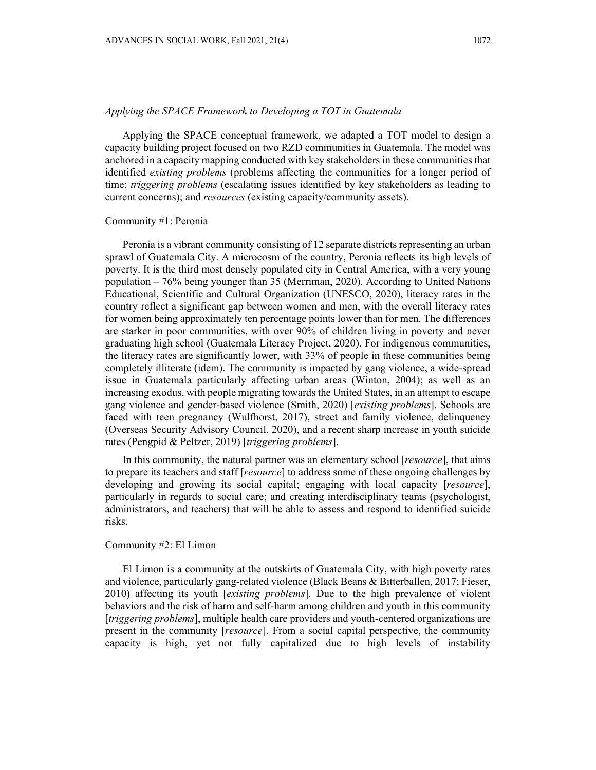*Applying the SPACE Framework to Developing a TOT in Guatemala*

Applying the SPACE conceptual framework, we adapted a TOT model to design a capacity building project focused on two RZD communities in Guatemala. The model was anchored in a capacity mapping conducted with key stakeholders in these communities that identified *existing problems* (problems affecting the communities for a longer period of time; *triggering problems* (escalating issues identified by key stakeholders as leading to current concerns); and *resources* (existing capacity/community assets).

Community #1: Peronia

Peronia is a vibrant community consisting of 12 separate districts representing an urban sprawl of Guatemala City. A microcosm of the country, Peronia reflects its high levels of poverty. It is the third most densely populated city in Central America, with a very young population – 76% being younger than 35 (Merriman, 2020). According to United Nations Educational, Scientific and Cultural Organization (UNESCO, 2020), literacy rates in the country reflect a significant gap between women and men, with the overall literacy rates for women being approximately ten percentage points lower than for men. The differences are starker in poor communities, with over 90% of children living in poverty and never graduating high school (Guatemala Literacy Project, 2020). For indigenous communities, the literacy rates are significantly lower, with 33% of people in these communities being completely illiterate (idem). The community is impacted by gang violence, a wide-spread issue in Guatemala particularly affecting urban areas (Winton, 2004); as well as an increasing exodus, with people migrating towards the United States, in an attempt to escape gang violence and gender-based violence (Smith, 2020) [*existing problems*]. Schools are faced with teen pregnancy (Wulfhorst, 2017), street and family violence, delinquency (Overseas Security Advisory Council, 2020), and a recent sharp increase in youth suicide rates (Pengpid & Peltzer, 2019) [*triggering problems*].

In this community, the natural partner was an elementary school [*resource*], that aims to prepare its teachers and staff [*resource*] to address some of these ongoing challenges by developing and growing its social capital; engaging with local capacity [*resource*], particularly in regards to social care; and creating interdisciplinary teams (psychologist, administrators, and teachers) that will be able to assess and respond to identified suicide risks.

Community #2: El Limon

El Limon is a community at the outskirts of Guatemala City, with high poverty rates and violence, particularly gang-related violence (Black Beans & Bitterballen, 2017; Fieser, 2010) affecting its youth [*existing problems*]. Due to the high prevalence of violent behaviors and the risk of harm and self-harm among children and youth in this community [*triggering problems*], multiple health care providers and youth-centered organizations are present in the community [*resource*]. From a social capital perspective, the community capacity is high, yet not fully capitalized due to high levels of instability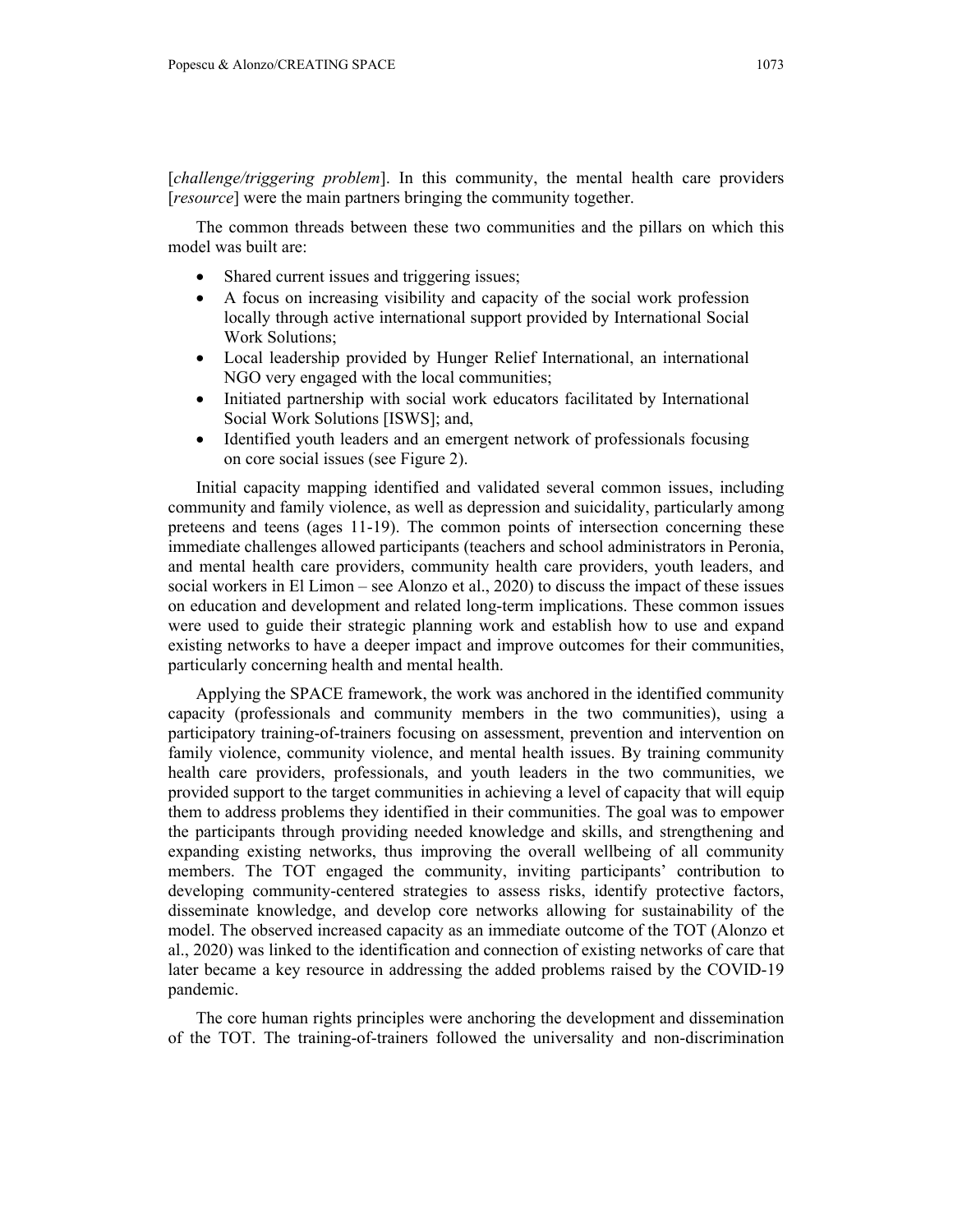[*challenge/triggering problem*]. In this community, the mental health care providers [*resource*] were the main partners bringing the community together.

The common threads between these two communities and the pillars on which this model was built are:

- Shared current issues and triggering issues;
- A focus on increasing visibility and capacity of the social work profession locally through active international support provided by International Social Work Solutions;
- Local leadership provided by Hunger Relief International, an international NGO very engaged with the local communities;
- Initiated partnership with social work educators facilitated by International Social Work Solutions [ISWS]; and,
- Identified youth leaders and an emergent network of professionals focusing on core social issues (see Figure 2).

Initial capacity mapping identified and validated several common issues, including community and family violence, as well as depression and suicidality, particularly among preteens and teens (ages 11-19). The common points of intersection concerning these immediate challenges allowed participants (teachers and school administrators in Peronia, and mental health care providers, community health care providers, youth leaders, and social workers in El Limon – see Alonzo et al., 2020) to discuss the impact of these issues on education and development and related long-term implications. These common issues were used to guide their strategic planning work and establish how to use and expand existing networks to have a deeper impact and improve outcomes for their communities, particularly concerning health and mental health.

Applying the SPACE framework, the work was anchored in the identified community capacity (professionals and community members in the two communities), using a participatory training-of-trainers focusing on assessment, prevention and intervention on family violence, community violence, and mental health issues. By training community health care providers, professionals, and youth leaders in the two communities, we provided support to the target communities in achieving a level of capacity that will equip them to address problems they identified in their communities. The goal was to empower the participants through providing needed knowledge and skills, and strengthening and expanding existing networks, thus improving the overall wellbeing of all community members. The TOT engaged the community, inviting participants' contribution to developing community-centered strategies to assess risks, identify protective factors, disseminate knowledge, and develop core networks allowing for sustainability of the model. The observed increased capacity as an immediate outcome of the TOT (Alonzo et al., 2020) was linked to the identification and connection of existing networks of care that later became a key resource in addressing the added problems raised by the COVID-19 pandemic.

The core human rights principles were anchoring the development and dissemination of the TOT. The training-of-trainers followed the universality and non-discrimination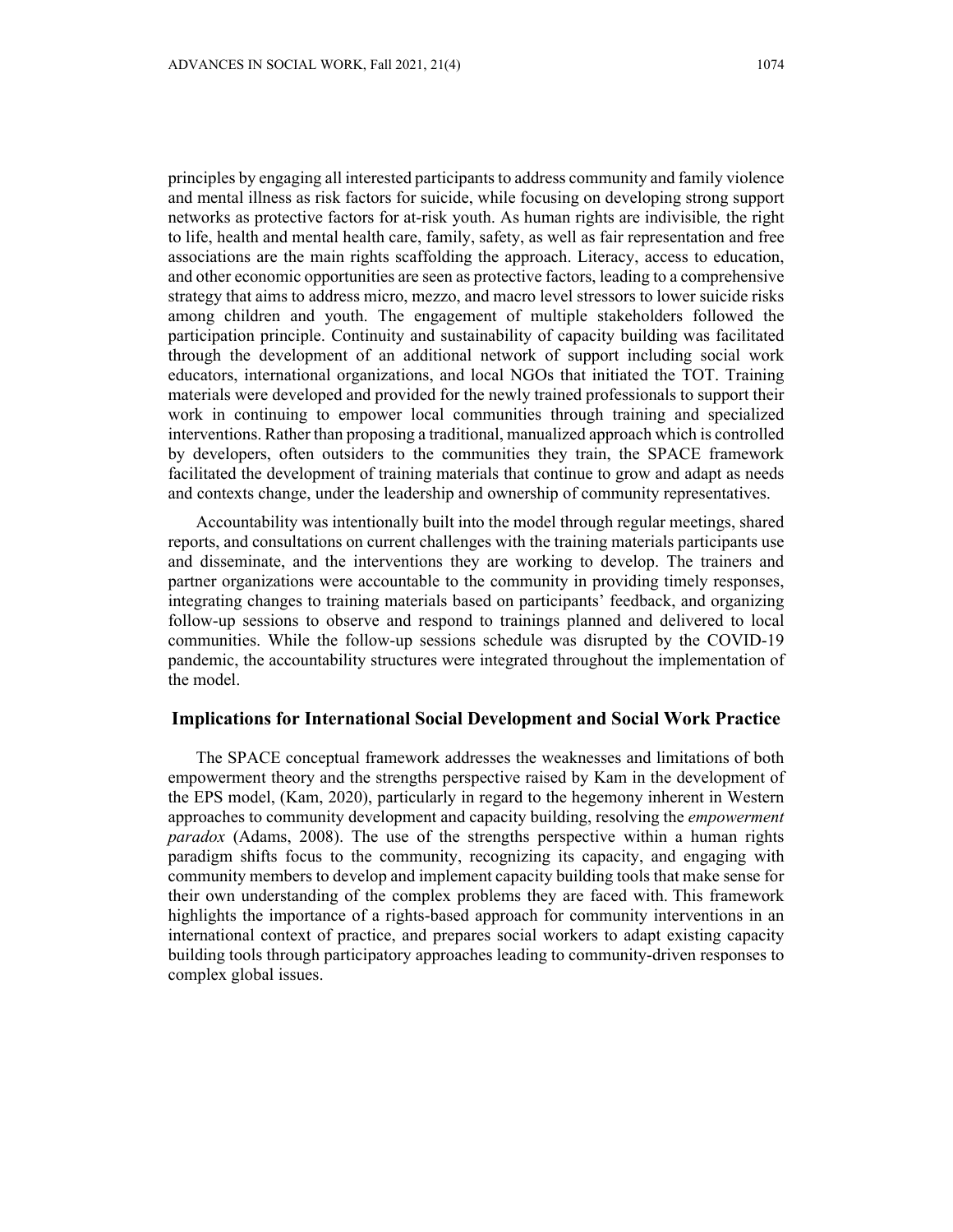principles by engaging all interested participants to address community and family violence and mental illness as risk factors for suicide, while focusing on developing strong support networks as protective factors for at-risk youth. As human rights are indivisible*,* the right to life, health and mental health care, family, safety, as well as fair representation and free associations are the main rights scaffolding the approach. Literacy, access to education, and other economic opportunities are seen as protective factors, leading to a comprehensive strategy that aims to address micro, mezzo, and macro level stressors to lower suicide risks among children and youth. The engagement of multiple stakeholders followed the participation principle. Continuity and sustainability of capacity building was facilitated through the development of an additional network of support including social work educators, international organizations, and local NGOs that initiated the TOT. Training materials were developed and provided for the newly trained professionals to support their work in continuing to empower local communities through training and specialized interventions. Rather than proposing a traditional, manualized approach which is controlled by developers, often outsiders to the communities they train, the SPACE framework facilitated the development of training materials that continue to grow and adapt as needs and contexts change, under the leadership and ownership of community representatives.

Accountability was intentionally built into the model through regular meetings, shared reports, and consultations on current challenges with the training materials participants use and disseminate, and the interventions they are working to develop. The trainers and partner organizations were accountable to the community in providing timely responses, integrating changes to training materials based on participants' feedback, and organizing follow-up sessions to observe and respond to trainings planned and delivered to local communities. While the follow-up sessions schedule was disrupted by the COVID-19 pandemic, the accountability structures were integrated throughout the implementation of the model.

## Implications for International Social Development and Social Work Practice

The SPACE conceptual framework addresses the weaknesses and limitations of both empowerment theory and the strengths perspective raised by Kam in the development of the EPS model, (Kam, 2020), particularly in regard to the hegemony inherent in Western approaches to community development and capacity building, resolving the *empowerment paradox* (Adams, 2008). The use of the strengths perspective within a human rights paradigm shifts focus to the community, recognizing its capacity, and engaging with community members to develop and implement capacity building tools that make sense for their own understanding of the complex problems they are faced with. This framework highlights the importance of a rights-based approach for community interventions in an international context of practice, and prepares social workers to adapt existing capacity building tools through participatory approaches leading to community-driven responses to complex global issues.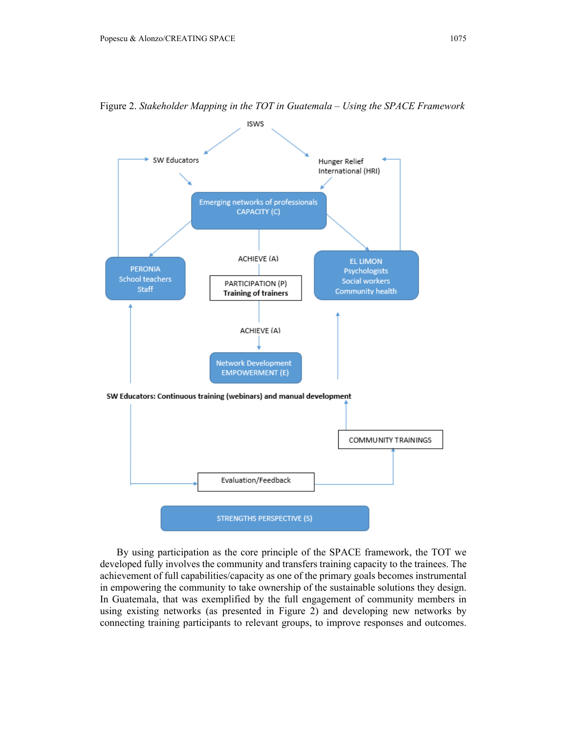Figure 2. *Stakeholder Mapping in the TOT in Guatemala – Using the SPACE Framework*

ISWS

SW Educators

Hunger Relief International (HRI)

Emerging networks of professionals CAPACITY (C)

PERONIA School teachers Staff

ACHIEVE (A)

PARTICIPATION (P) **Training of trainers**

EL LIMON Psychologists Social workers Community health

ACHIEVE (A)

Network Development EMPOWERMENT (E)

**SW Educators: Continuous training (webinars) and manual development**

COMMUNITY TRAININGS

Evaluation/Feedback

STRENGTHS PERSPECTIVE (S)

By using participation as the core principle of the SPACE framework, the TOT we developed fully involves the community and transfers training capacity to the trainees. The achievement of full capabilities/capacity as one of the primary goals becomes instrumental in empowering the community to take ownership of the sustainable solutions they design. In Guatemala, that was exemplified by the full engagement of community members in using existing networks (as presented in Figure 2) and developing new networks by connecting training participants to relevant groups, to improve responses and outcomes.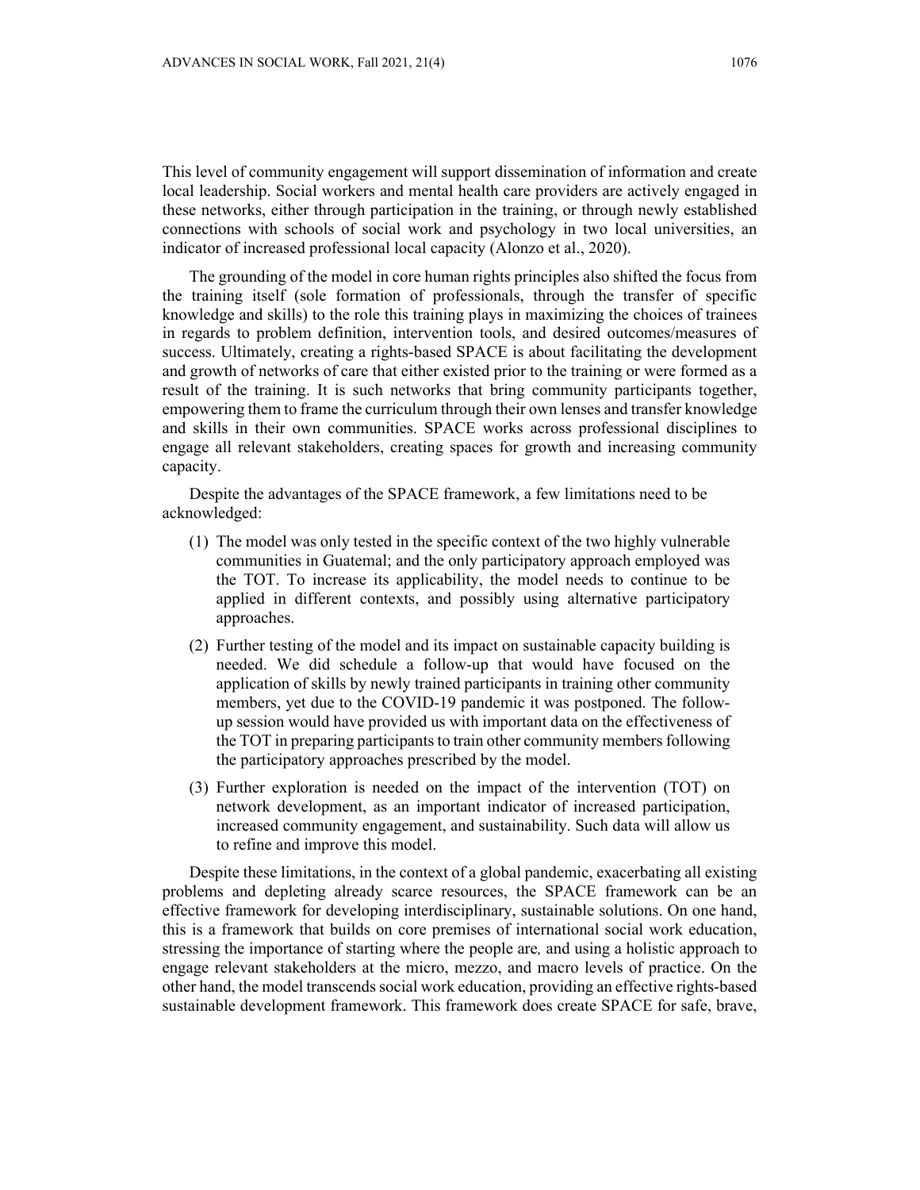This level of community engagement will support dissemination of information and create local leadership. Social workers and mental health care providers are actively engaged in these networks, either through participation in the training, or through newly established connections with schools of social work and psychology in two local universities, an indicator of increased professional local capacity (Alonzo et al., 2020).

The grounding of the model in core human rights principles also shifted the focus from the training itself (sole formation of professionals, through the transfer of specific knowledge and skills) to the role this training plays in maximizing the choices of trainees in regards to problem definition, intervention tools, and desired outcomes/measures of success. Ultimately, creating a rights-based SPACE is about facilitating the development and growth of networks of care that either existed prior to the training or were formed as a result of the training. It is such networks that bring community participants together, empowering them to frame the curriculum through their own lenses and transfer knowledge and skills in their own communities. SPACE works across professional disciplines to engage all relevant stakeholders, creating spaces for growth and increasing community capacity.

Despite the advantages of the SPACE framework, a few limitations need to be acknowledged:

(1) The model was only tested in the specific context of the two highly vulnerable communities in Guatemal; and the only participatory approach employed was the TOT. To increase its applicability, the model needs to continue to be applied in different contexts, and possibly using alternative participatory approaches.

(2) Further testing of the model and its impact on sustainable capacity building is needed. We did schedule a follow-up that would have focused on the application of skills by newly trained participants in training other community members, yet due to the COVID-19 pandemic it was postponed. The follow-up session would have provided us with important data on the effectiveness of the TOT in preparing participants to train other community members following the participatory approaches prescribed by the model.

(3) Further exploration is needed on the impact of the intervention (TOT) on network development, as an important indicator of increased participation, increased community engagement, and sustainability. Such data will allow us to refine and improve this model.

Despite these limitations, in the context of a global pandemic, exacerbating all existing problems and depleting already scarce resources, the SPACE framework can be an effective framework for developing interdisciplinary, sustainable solutions. On one hand, this is a framework that builds on core premises of international social work education, stressing the importance of starting where the people are*,* and using a holistic approach to engage relevant stakeholders at the micro, mezzo, and macro levels of practice. On the other hand, the model transcends social work education, providing an effective rights-based sustainable development framework. This framework does create SPACE for safe, brave,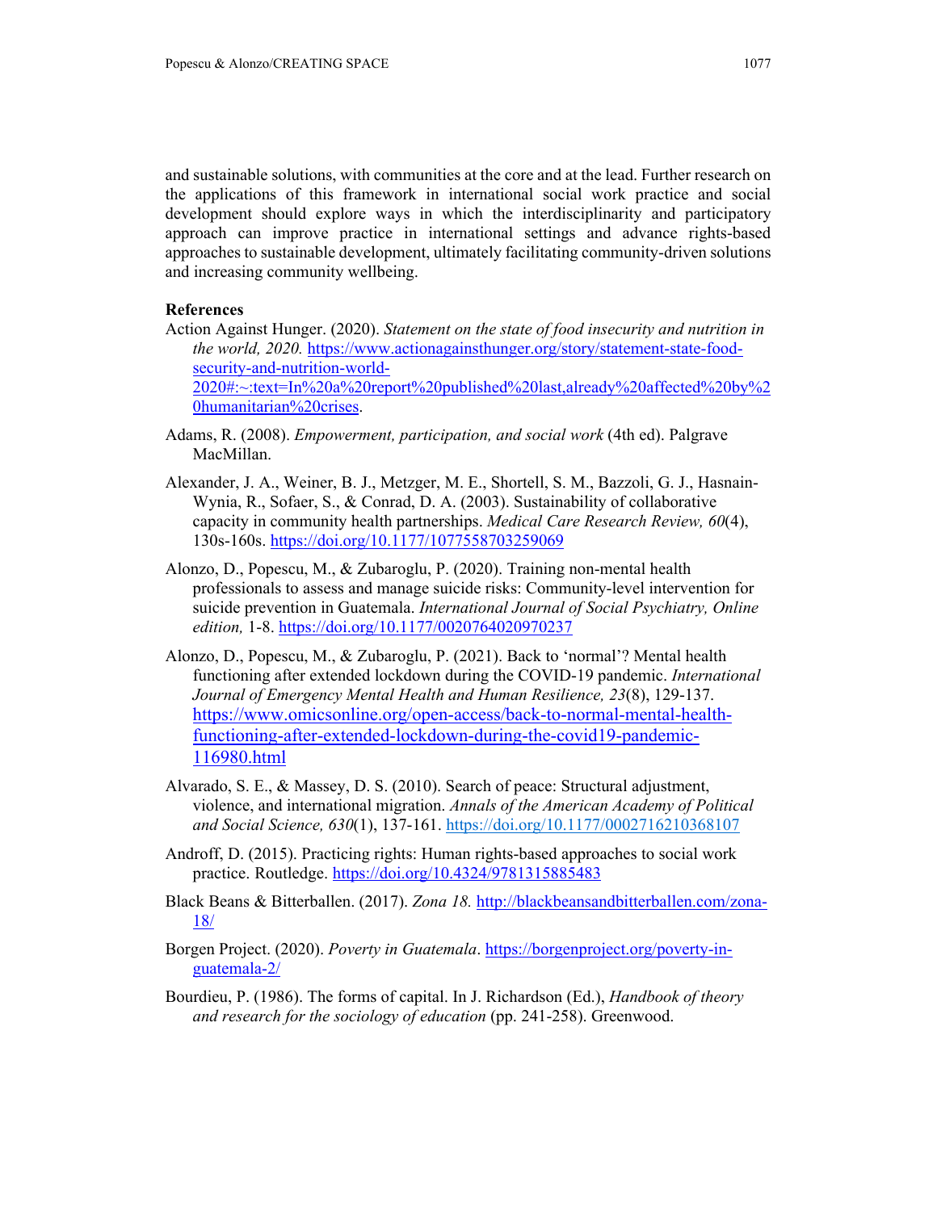and sustainable solutions, with communities at the core and at the lead. Further research on the applications of this framework in international social work practice and social development should explore ways in which the interdisciplinarity and participatory approach can improve practice in international settings and advance rights-based approaches to sustainable development, ultimately facilitating community-driven solutions and increasing community wellbeing.

## References

Action Against Hunger. (2020). *Statement on the state of food insecurity and nutrition in the world, 2020.* https://www.actionagainsthunger.org/story/statement-state-food-security-and-nutrition-world-2020#:~:text=In%20a%20report%20published%20last,already%20affected%20by%20humanitarian%20crises.

Adams, R. (2008). *Empowerment, participation, and social work* (4th ed). Palgrave MacMillan.

Alexander, J. A., Weiner, B. J., Metzger, M. E., Shortell, S. M., Bazzoli, G. J., Hasnain-Wynia, R., Sofaer, S., & Conrad, D. A. (2003). Sustainability of collaborative capacity in community health partnerships. *Medical Care Research Review, 60*(4), 130s-160s. https://doi.org/10.1177/1077558703259069

Alonzo, D., Popescu, M., & Zubaroglu, P. (2020). Training non-mental health professionals to assess and manage suicide risks: Community-level intervention for suicide prevention in Guatemala. *International Journal of Social Psychiatry, Online edition,* 1-8. https://doi.org/10.1177/0020764020970237

Alonzo, D., Popescu, M., & Zubaroglu, P. (2021). Back to 'normal'? Mental health functioning after extended lockdown during the COVID-19 pandemic. *International Journal of Emergency Mental Health and Human Resilience, 23*(8), 129-137. https://www.omicsonline.org/open-access/back-to-normal-mental-health-functioning-after-extended-lockdown-during-the-covid19-pandemic-116980.html

Alvarado, S. E., & Massey, D. S. (2010). Search of peace: Structural adjustment, violence, and international migration. *Annals of the American Academy of Political and Social Science, 630*(1), 137-161. https://doi.org/10.1177/0002716210368107

Androff, D. (2015). Practicing rights: Human rights-based approaches to social work practice. Routledge. https://doi.org/10.4324/9781315885483

Black Beans & Bitterballen. (2017). *Zona 18.* http://blackbeansandbitterballen.com/zona-18/

Borgen Project. (2020). *Poverty in Guatemala*. https://borgenproject.org/poverty-in-guatemala-2/

Bourdieu, P. (1986). The forms of capital. In J. Richardson (Ed.), *Handbook of theory and research for the sociology of education* (pp. 241-258). Greenwood.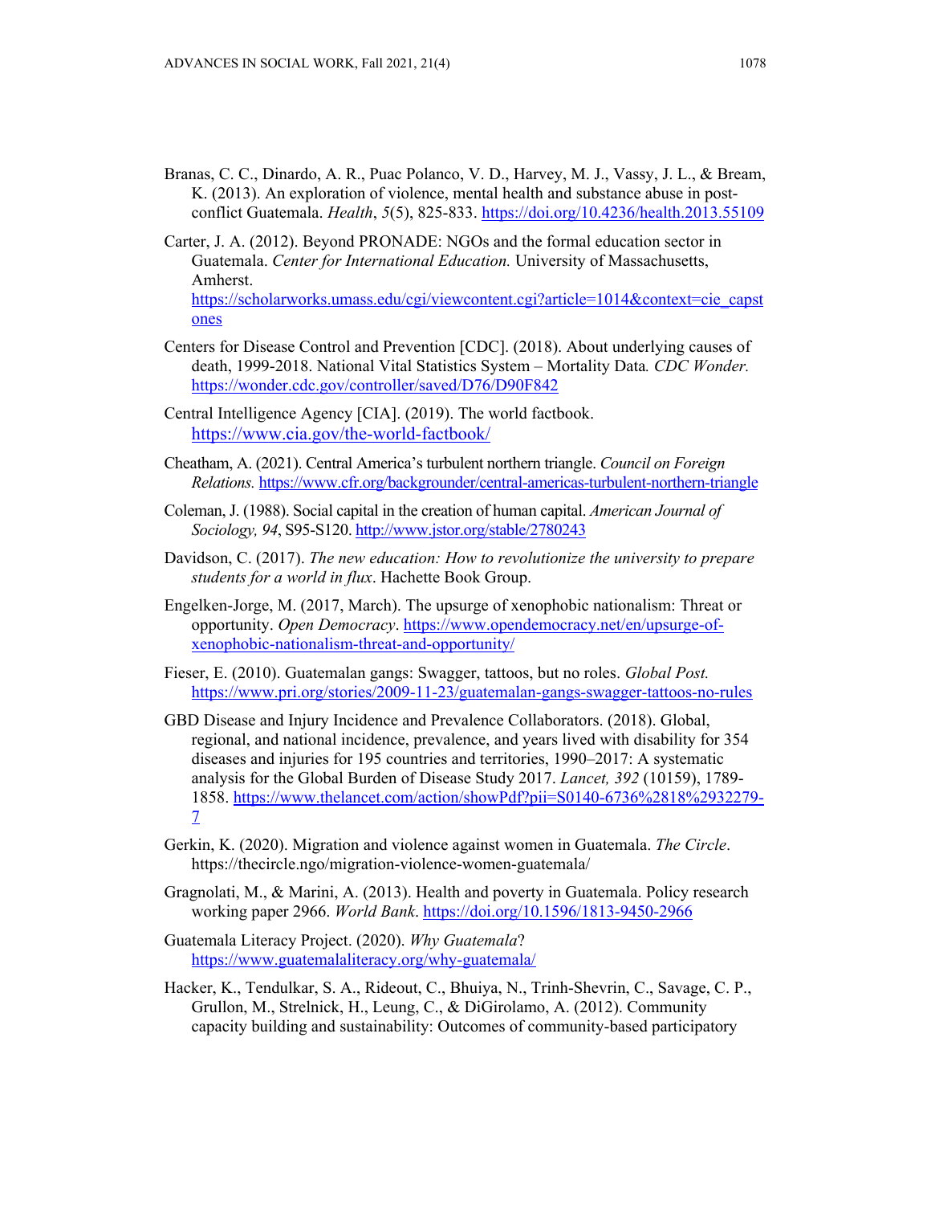Branas, C. C., Dinardo, A. R., Puac Polanco, V. D., Harvey, M. J., Vassy, J. L., & Bream, K. (2013). An exploration of violence, mental health and substance abuse in post-conflict Guatemala. *Health*, *5*(5), 825-833. https://doi.org/10.4236/health.2013.55109

Carter, J. A. (2012). Beyond PRONADE: NGOs and the formal education sector in Guatemala. *Center for International Education.* University of Massachusetts, Amherst. https://scholarworks.umass.edu/cgi/viewcontent.cgi?article=1014&context=cie_capstones

Centers for Disease Control and Prevention [CDC]. (2018). About underlying causes of death, 1999-2018. National Vital Statistics System – Mortality Data*. CDC Wonder.* https://wonder.cdc.gov/controller/saved/D76/D90F842

Central Intelligence Agency [CIA]. (2019). The world factbook. https://www.cia.gov/the-world-factbook/

Cheatham, A. (2021). Central America's turbulent northern triangle. *Council on Foreign Relations.* https://www.cfr.org/backgrounder/central-americas-turbulent-northern-triangle

Coleman, J. (1988). Social capital in the creation of human capital. *American Journal of Sociology, 94*, S95-S120. http://www.jstor.org/stable/2780243

Davidson, C. (2017). *The new education: How to revolutionize the university to prepare students for a world in flux*. Hachette Book Group.

Engelken-Jorge, M. (2017, March). The upsurge of xenophobic nationalism: Threat or opportunity. *Open Democracy*. https://www.opendemocracy.net/en/upsurge-of-xenophobic-nationalism-threat-and-opportunity/

Fieser, E. (2010). Guatemalan gangs: Swagger, tattoos, but no roles. *Global Post.* https://www.pri.org/stories/2009-11-23/guatemalan-gangs-swagger-tattoos-no-rules

GBD Disease and Injury Incidence and Prevalence Collaborators. (2018). Global, regional, and national incidence, prevalence, and years lived with disability for 354 diseases and injuries for 195 countries and territories, 1990–2017: A systematic analysis for the Global Burden of Disease Study 2017. *Lancet, 392* (10159), 1789-1858. https://www.thelancet.com/action/showPdf?pii=S0140-6736%2818%2932279-7

Gerkin, K. (2020). Migration and violence against women in Guatemala. *The Circle*. https://thecircle.ngo/migration-violence-women-guatemala/

Gragnolati, M., & Marini, A. (2013). Health and poverty in Guatemala. Policy research working paper 2966. *World Bank*. https://doi.org/10.1596/1813-9450-2966

Guatemala Literacy Project. (2020). *Why Guatemala*? https://www.guatemalaliteracy.org/why-guatemala/

Hacker, K., Tendulkar, S. A., Rideout, C., Bhuiya, N., Trinh-Shevrin, C., Savage, C. P., Grullon, M., Strelnick, H., Leung, C., & DiGirolamo, A. (2012). Community capacity building and sustainability: Outcomes of community-based participatory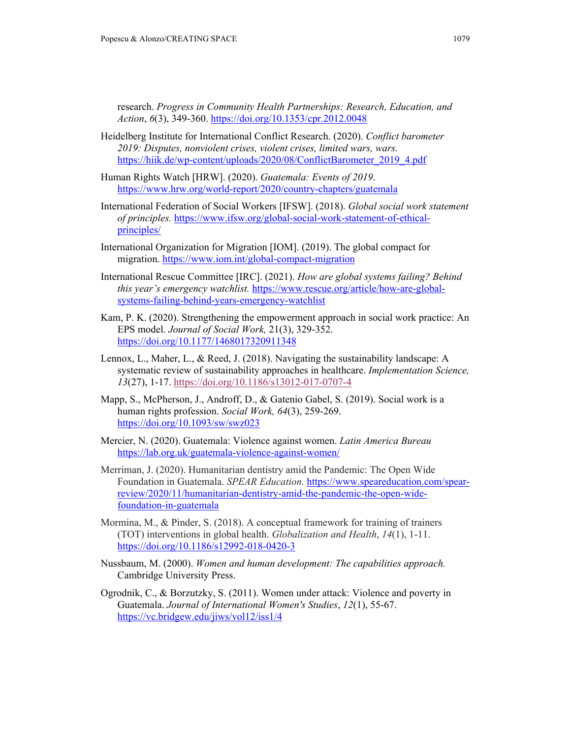research. *Progress in Community Health Partnerships: Research, Education, and Action*, *6*(3), 349-360. https://doi.org/10.1353/cpr.2012.0048

Heidelberg Institute for International Conflict Research. (2020). *Conflict barometer 2019: Disputes, nonviolent crises, violent crises, limited wars, wars.* https://hiik.de/wp-content/uploads/2020/08/ConflictBarometer_2019_4.pdf

Human Rights Watch [HRW]. (2020). *Guatemala: Events of 2019*. https://www.hrw.org/world-report/2020/country-chapters/guatemala

International Federation of Social Workers [IFSW]. (2018). *Global social work statement of principles.* https://www.ifsw.org/global-social-work-statement-of-ethical-principles/

International Organization for Migration [IOM]. (2019). The global compact for migration. https://www.iom.int/global-compact-migration

International Rescue Committee [IRC]. (2021). *How are global systems failing? Behind this year's emergency watchlist.* https://www.rescue.org/article/how-are-global-systems-failing-behind-years-emergency-watchlist

Kam, P. K. (2020). Strengthening the empowerment approach in social work practice: An EPS model. *Journal of Social Work,* 21(3), 329-352. https://doi.org/10.1177/1468017320911348

Lennox, L., Maher, L., & Reed, J. (2018). Navigating the sustainability landscape: A systematic review of sustainability approaches in healthcare. *Implementation Science, 13*(27), 1-17. https://doi.org/10.1186/s13012-017-0707-4

Mapp, S., McPherson, J., Androff, D., & Gatenio Gabel, S. (2019). Social work is a human rights profession. *Social Work, 64*(3), 259-269. https://doi.org/10.1093/sw/swz023

Mercier, N. (2020). Guatemala: Violence against women. *Latin America Bureau* https://lab.org.uk/guatemala-violence-against-women/

Merriman, J. (2020). Humanitarian dentistry amid the Pandemic: The Open Wide Foundation in Guatemala. *SPEAR Education.* https://www.speareducation.com/spear-review/2020/11/humanitarian-dentistry-amid-the-pandemic-the-open-wide-foundation-in-guatemala

Mormina, M., & Pinder, S. (2018). A conceptual framework for training of trainers (TOT) interventions in global health. *Globalization and Health*, *14*(1), 1-11. https://doi.org/10.1186/s12992-018-0420-3

Nussbaum, M. (2000). *Women and human development: The capabilities approach.* Cambridge University Press.

Ogrodnik, C., & Borzutzky, S. (2011). Women under attack: Violence and poverty in Guatemala. *Journal of International Women's Studies*, *12*(1), 55-67. https://vc.bridgew.edu/jiws/vol12/iss1/4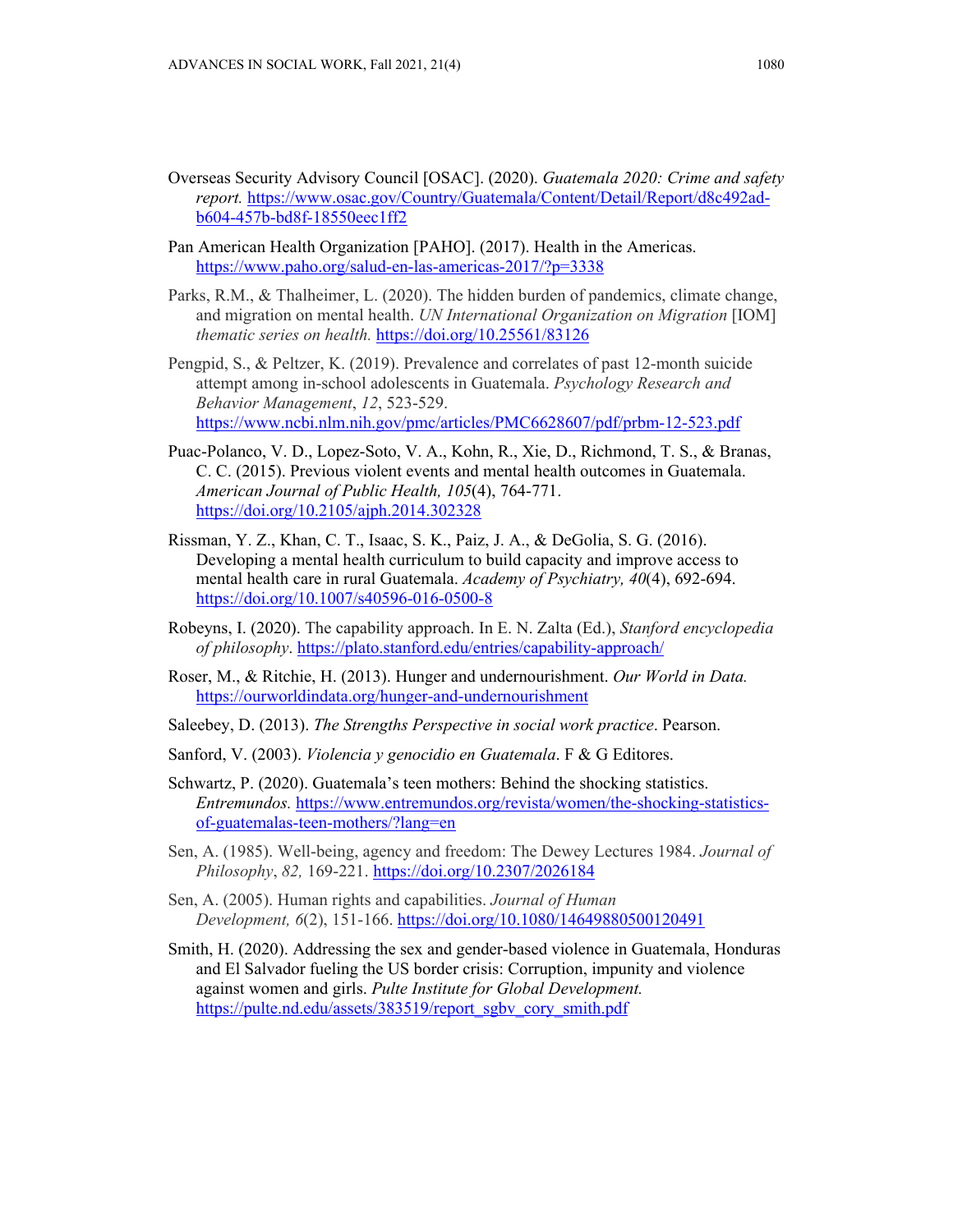Overseas Security Advisory Council [OSAC]. (2020). *Guatemala 2020: Crime and safety report.* https://www.osac.gov/Country/Guatemala/Content/Detail/Report/d8c492ad-b604-457b-bd8f-18550eec1ff2

Pan American Health Organization [PAHO]. (2017). Health in the Americas. https://www.paho.org/salud-en-las-americas-2017/?p=3338

Parks, R.M., & Thalheimer, L. (2020). The hidden burden of pandemics, climate change, and migration on mental health. *UN International Organization on Migration* [IOM] *thematic series on health.* https://doi.org/10.25561/83126

Pengpid, S., & Peltzer, K. (2019). Prevalence and correlates of past 12-month suicide attempt among in-school adolescents in Guatemala. *Psychology Research and Behavior Management*, *12*, 523-529. https://www.ncbi.nlm.nih.gov/pmc/articles/PMC6628607/pdf/prbm-12-523.pdf

Puac-Polanco, V. D., Lopez-Soto, V. A., Kohn, R., Xie, D., Richmond, T. S., & Branas, C. C. (2015). Previous violent events and mental health outcomes in Guatemala. *American Journal of Public Health, 105*(4), 764-771. https://doi.org/10.2105/ajph.2014.302328

Rissman, Y. Z., Khan, C. T., Isaac, S. K., Paiz, J. A., & DeGolia, S. G. (2016). Developing a mental health curriculum to build capacity and improve access to mental health care in rural Guatemala. *Academy of Psychiatry, 40*(4), 692-694. https://doi.org/10.1007/s40596-016-0500-8

Robeyns, I. (2020). The capability approach. In E. N. Zalta (Ed.), *Stanford encyclopedia of philosophy*. https://plato.stanford.edu/entries/capability-approach/

Roser, M., & Ritchie, H. (2013). Hunger and undernourishment. *Our World in Data.* https://ourworldindata.org/hunger-and-undernourishment

Saleebey, D. (2013). *The Strengths Perspective in social work practice*. Pearson.

Sanford, V. (2003). *Violencia y genocidio en Guatemala*. F & G Editores.

Schwartz, P. (2020). Guatemala's teen mothers: Behind the shocking statistics. *Entremundos.* https://www.entremundos.org/revista/women/the-shocking-statistics-of-guatemalas-teen-mothers/?lang=en

Sen, A. (1985). Well-being, agency and freedom: The Dewey Lectures 1984. *Journal of Philosophy*, *82,* 169-221. https://doi.org/10.2307/2026184

Sen, A. (2005). Human rights and capabilities. *Journal of Human Development, 6*(2), 151-166. https://doi.org/10.1080/14649880500120491

Smith, H. (2020). Addressing the sex and gender-based violence in Guatemala, Honduras and El Salvador fueling the US border crisis: Corruption, impunity and violence against women and girls. *Pulte Institute for Global Development.* https://pulte.nd.edu/assets/383519/report_sgbv_cory_smith.pdf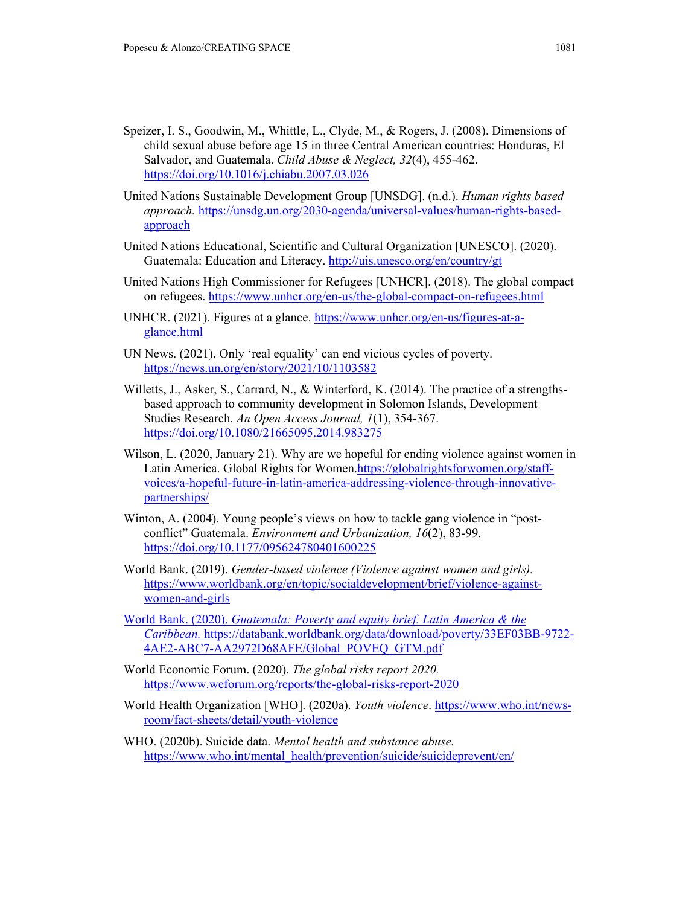Speizer, I. S., Goodwin, M., Whittle, L., Clyde, M., & Rogers, J. (2008). Dimensions of child sexual abuse before age 15 in three Central American countries: Honduras, El Salvador, and Guatemala. *Child Abuse & Neglect, 32*(4), 455-462. https://doi.org/10.1016/j.chiabu.2007.03.026

United Nations Sustainable Development Group [UNSDG]. (n.d.). *Human rights based approach.* https://unsdg.un.org/2030-agenda/universal-values/human-rights-based-approach

United Nations Educational, Scientific and Cultural Organization [UNESCO]. (2020). Guatemala: Education and Literacy. http://uis.unesco.org/en/country/gt

United Nations High Commissioner for Refugees [UNHCR]. (2018). The global compact on refugees. https://www.unhcr.org/en-us/the-global-compact-on-refugees.html

UNHCR. (2021). Figures at a glance. https://www.unhcr.org/en-us/figures-at-a-glance.html

UN News. (2021). Only 'real equality' can end vicious cycles of poverty. https://news.un.org/en/story/2021/10/1103582

Willetts, J., Asker, S., Carrard, N., & Winterford, K. (2014). The practice of a strengths-based approach to community development in Solomon Islands, Development Studies Research. *An Open Access Journal, 1*(1), 354-367. https://doi.org/10.1080/21665095.2014.983275

Wilson, L. (2020, January 21). Why are we hopeful for ending violence against women in Latin America. Global Rights for Women.https://globalrightsforwomen.org/staff-voices/a-hopeful-future-in-latin-america-addressing-violence-through-innovative-partnerships/

Winton, A. (2004). Young people's views on how to tackle gang violence in "post-conflict" Guatemala. *Environment and Urbanization, 16*(2), 83-99. https://doi.org/10.1177/095624780401600225

World Bank. (2019). *Gender-based violence (Violence against women and girls).* https://www.worldbank.org/en/topic/socialdevelopment/brief/violence-against-women-and-girls

World Bank. (2020). *Guatemala: Poverty and equity brief. Latin America & the Caribbean.* https://databank.worldbank.org/data/download/poverty/33EF03BB-9722-4AE2-ABC7-AA2972D68AFE/Global_POVEQ_GTM.pdf

World Economic Forum. (2020). *The global risks report 2020.* https://www.weforum.org/reports/the-global-risks-report-2020

World Health Organization [WHO]. (2020a). *Youth violence*. https://www.who.int/news-room/fact-sheets/detail/youth-violence

WHO. (2020b). Suicide data. *Mental health and substance abuse.* https://www.who.int/mental_health/prevention/suicide/suicideprevent/en/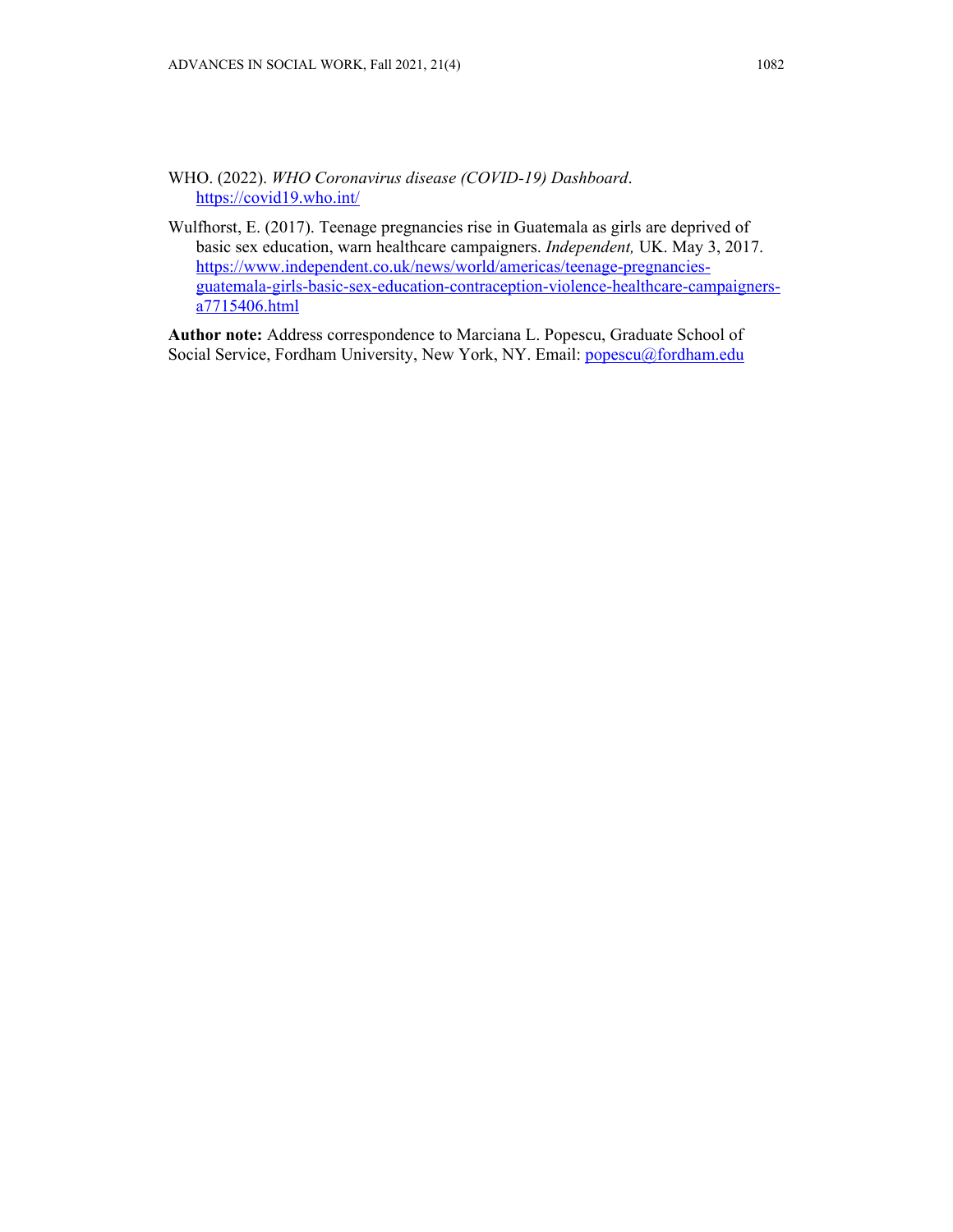WHO. (2022). *WHO Coronavirus disease (COVID-19) Dashboard*. https://covid19.who.int/

Wulfhorst, E. (2017). Teenage pregnancies rise in Guatemala as girls are deprived of basic sex education, warn healthcare campaigners. *Independent,* UK. May 3, 2017. https://www.independent.co.uk/news/world/americas/teenage-pregnancies-guatemala-girls-basic-sex-education-contraception-violence-healthcare-campaigners-a7715406.html

**Author note:** Address correspondence to Marciana L. Popescu, Graduate School of Social Service, Fordham University, New York, NY. Email: popescu@fordham.edu